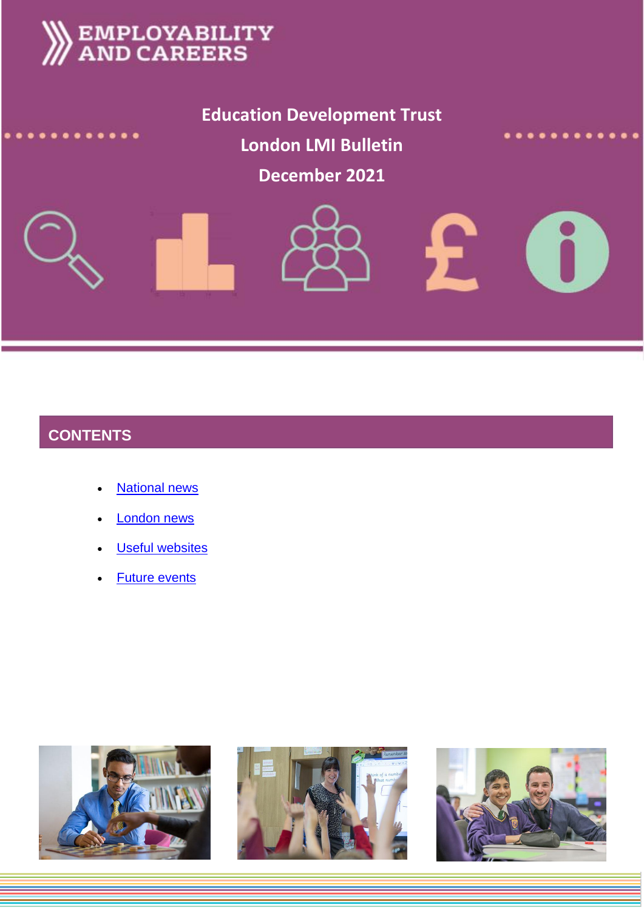EMPLOYABILITY AND CAREERS

# Education Development Trust

# London LMI Bulletin

# December 2021

## CONTENTS

- National news
- London news
- Useful websites
- Future events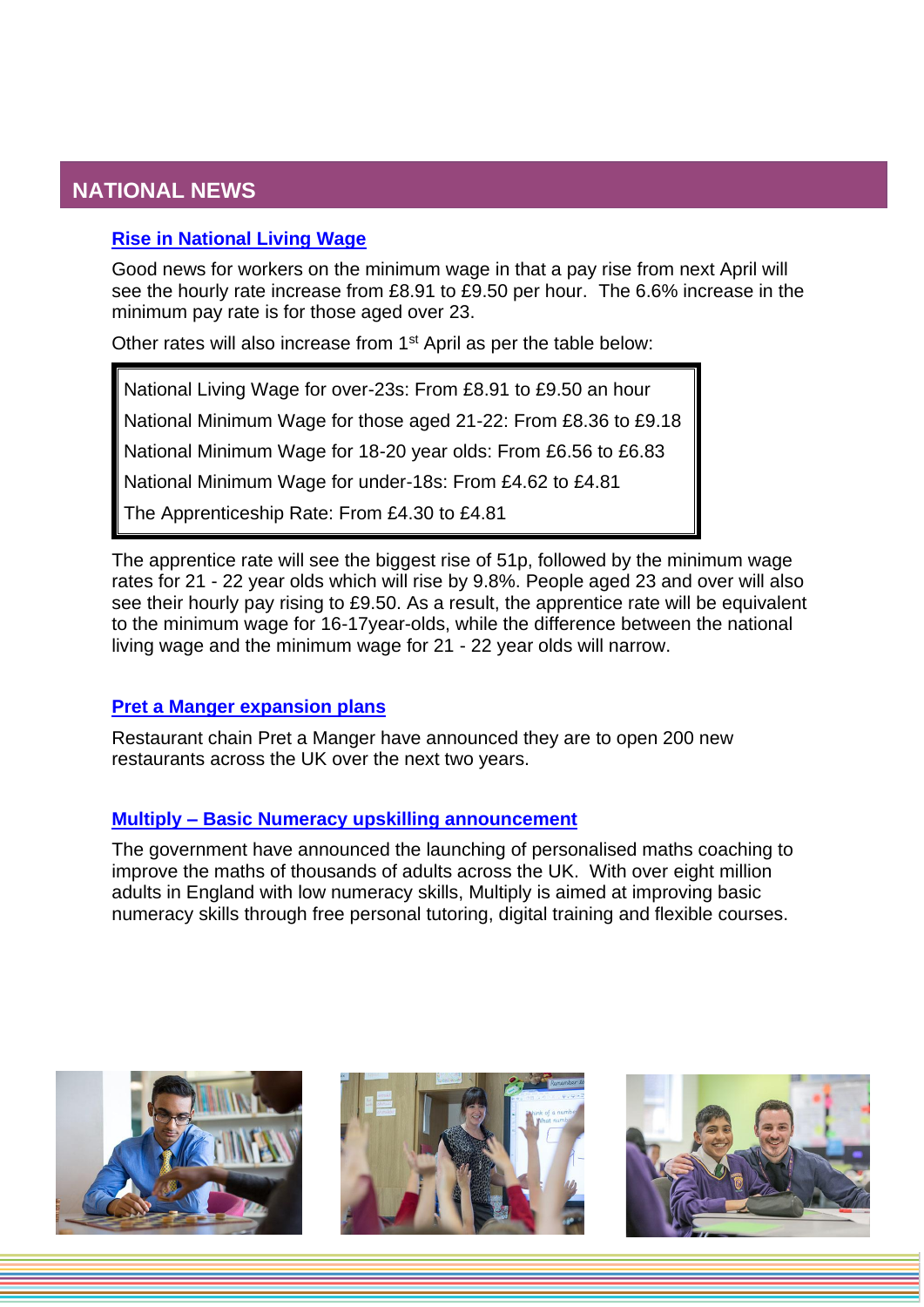## NATIONAL NEWS

### Rise in National Living Wage

Good news for workers on the minimum wage in that a pay rise from next April will see the hourly rate increase from £8.91 to £9.50 per hour. The 6.6% increase in the minimum pay rate is for those aged over 23.

Other rates will also increase from 1st April as per the table below:

| |
|---|
| National Living Wage for over-23s: From £8.91 to £9.50 an hour |
| National Minimum Wage for those aged 21-22: From £8.36 to £9.18 |
| National Minimum Wage for 18-20 year olds: From £6.56 to £6.83 |
| National Minimum Wage for under-18s: From £4.62 to £4.81 |
| The Apprenticeship Rate: From £4.30 to £4.81 |

The apprentice rate will see the biggest rise of 51p, followed by the minimum wage rates for 21 - 22 year olds which will rise by 9.8%. People aged 23 and over will also see their hourly pay rising to £9.50. As a result, the apprentice rate will be equivalent to the minimum wage for 16-17year-olds, while the difference between the national living wage and the minimum wage for 21 - 22 year olds will narrow.

### Pret a Manger expansion plans

Restaurant chain Pret a Manger have announced they are to open 200 new restaurants across the UK over the next two years.

### Multiply – Basic Numeracy upskilling announcement

The government have announced the launching of personalised maths coaching to improve the maths of thousands of adults across the UK. With over eight million adults in England with low numeracy skills, Multiply is aimed at improving basic numeracy skills through free personal tutoring, digital training and flexible courses.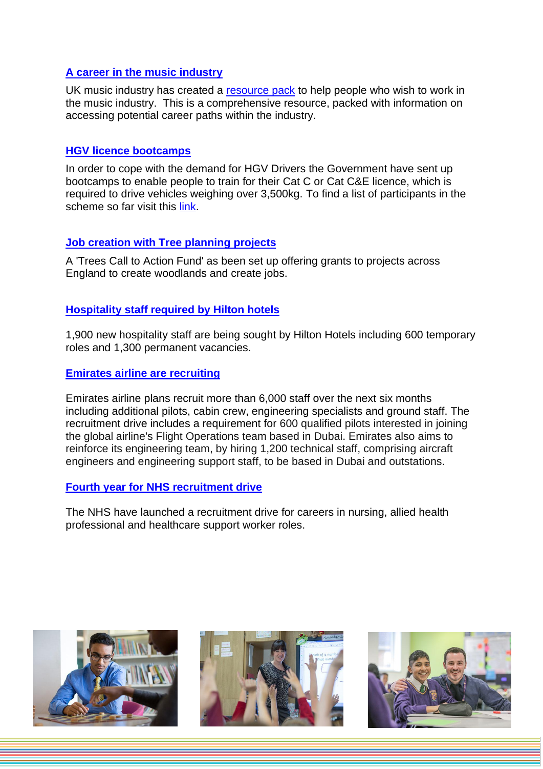### A career in the music industry

UK music industry has created a resource pack to help people who wish to work in the music industry. This is a comprehensive resource, packed with information on accessing potential career paths within the industry.

### HGV licence bootcamps

In order to cope with the demand for HGV Drivers the Government have sent up bootcamps to enable people to train for their Cat C or Cat C&E licence, which is required to drive vehicles weighing over 3,500kg. To find a list of participants in the scheme so far visit this link.

### Job creation with Tree planning projects

A 'Trees Call to Action Fund' as been set up offering grants to projects across England to create woodlands and create jobs.

### Hospitality staff required by Hilton hotels

1,900 new hospitality staff are being sought by Hilton Hotels including 600 temporary roles and 1,300 permanent vacancies.

### Emirates airline are recruiting

Emirates airline plans recruit more than 6,000 staff over the next six months including additional pilots, cabin crew, engineering specialists and ground staff. The recruitment drive includes a requirement for 600 qualified pilots interested in joining the global airline's Flight Operations team based in Dubai. Emirates also aims to reinforce its engineering team, by hiring 1,200 technical staff, comprising aircraft engineers and engineering support staff, to be based in Dubai and outstations.

### Fourth year for NHS recruitment drive

The NHS have launched a recruitment drive for careers in nursing, allied health professional and healthcare support worker roles.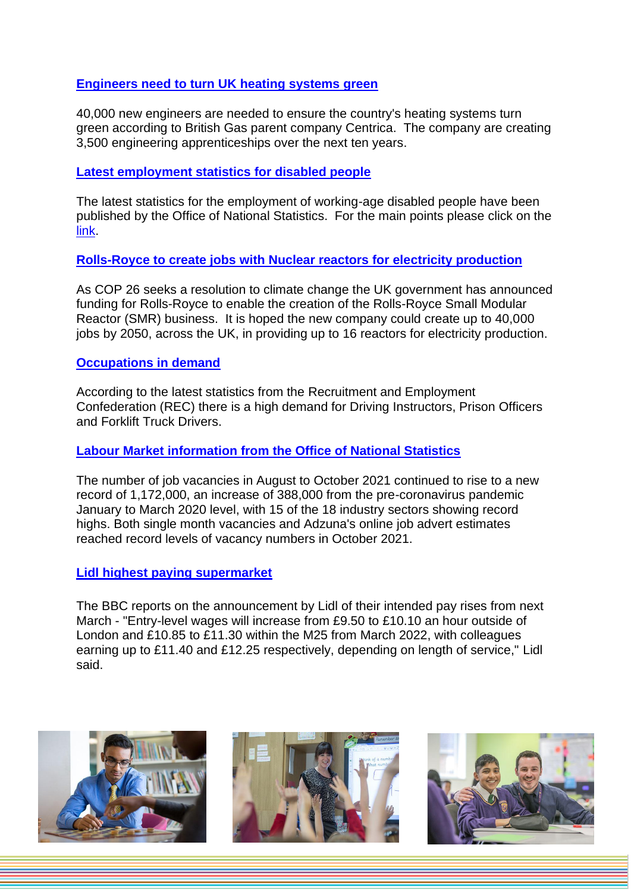### [Engineers need to turn UK heating systems green]

40,000 new engineers are needed to ensure the country's heating systems turn green according to British Gas parent company Centrica. The company are creating 3,500 engineering apprenticeships over the next ten years.

### [Latest employment statistics for disabled people]

The latest statistics for the employment of working-age disabled people have been published by the Office of National Statistics. For the main points please click on the link.

### [Rolls-Royce to create jobs with Nuclear reactors for electricity production]

As COP 26 seeks a resolution to climate change the UK government has announced funding for Rolls-Royce to enable the creation of the Rolls-Royce Small Modular Reactor (SMR) business. It is hoped the new company could create up to 40,000 jobs by 2050, across the UK, in providing up to 16 reactors for electricity production.

### [Occupations in demand]

According to the latest statistics from the Recruitment and Employment Confederation (REC) there is a high demand for Driving Instructors, Prison Officers and Forklift Truck Drivers.

### [Labour Market information from the Office of National Statistics]

The number of job vacancies in August to October 2021 continued to rise to a new record of 1,172,000, an increase of 388,000 from the pre-coronavirus pandemic January to March 2020 level, with 15 of the 18 industry sectors showing record highs. Both single month vacancies and Adzuna's online job advert estimates reached record levels of vacancy numbers in October 2021.

### [Lidl highest paying supermarket]

The BBC reports on the announcement by Lidl of their intended pay rises from next March - "Entry-level wages will increase from £9.50 to £10.10 an hour outside of London and £10.85 to £11.30 within the M25 from March 2022, with colleagues earning up to £11.40 and £12.25 respectively, depending on length of service," Lidl said.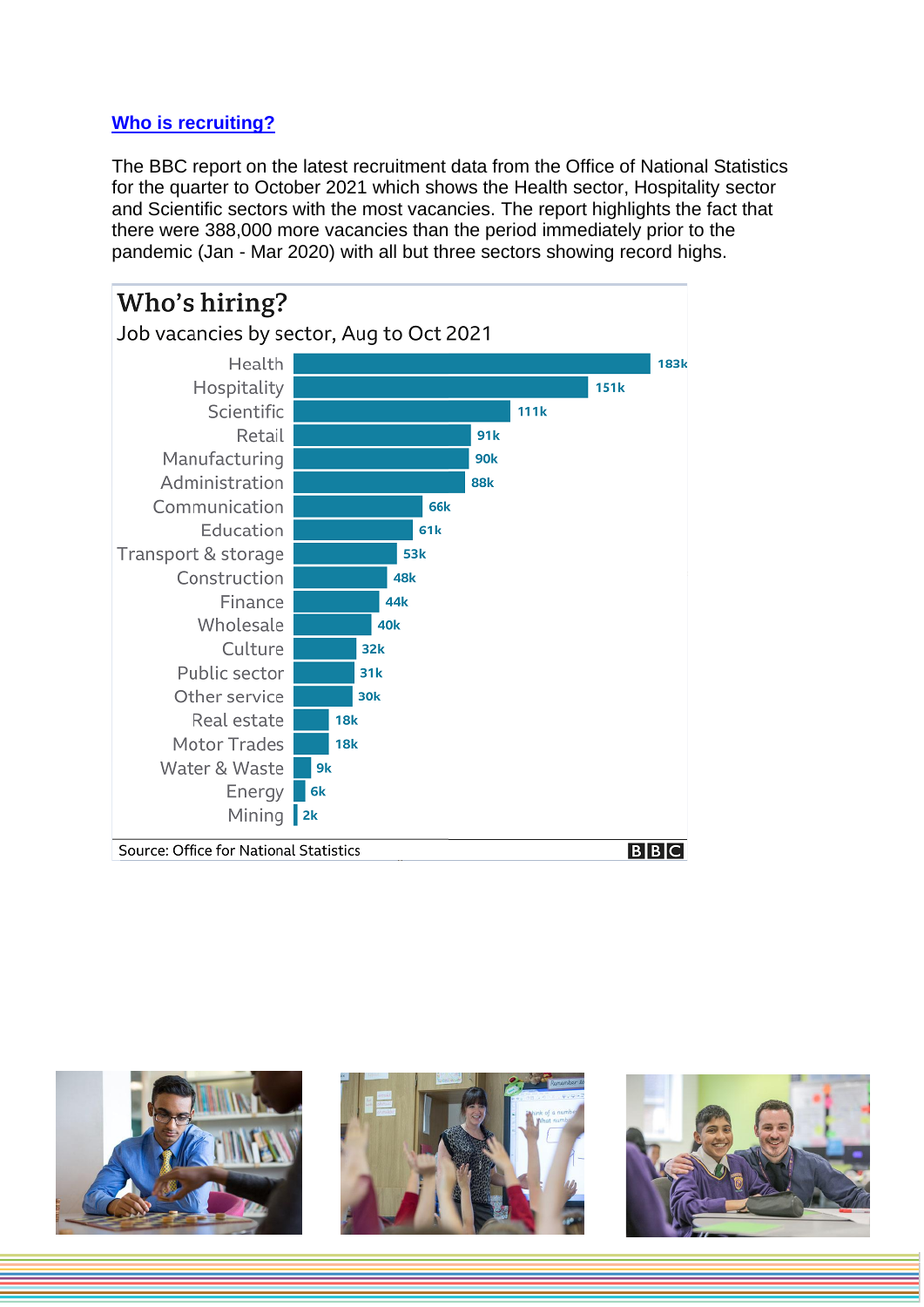## Who is recruiting?

The BBC report on the latest recruitment data from the Office of National Statistics for the quarter to October 2021 which shows the Health sector, Hospitality sector and Scientific sectors with the most vacancies. The report highlights the fact that there were 388,000 more vacancies than the period immediately prior to the pandemic (Jan - Mar 2020) with all but three sectors showing record highs.

**Who's hiring?**

Job vacancies by sector, Aug to Oct 2021

| Sector | Vacancies |
|---|---|
| Health | 183k |
| Hospitality | 151k |
| Scientific | 111k |
| Retail | 91k |
| Manufacturing | 90k |
| Administration | 88k |
| Communication | 66k |
| Education | 61k |
| Transport & storage | 53k |
| Construction | 48k |
| Finance | 44k |
| Wholesale | 40k |
| Culture | 32k |
| Public sector | 31k |
| Other service | 30k |
| Real estate | 18k |
| Motor Trades | 18k |
| Water & Waste | 9k |
| Energy | 6k |
| Mining | 2k |

Source: Office for National Statistics BBC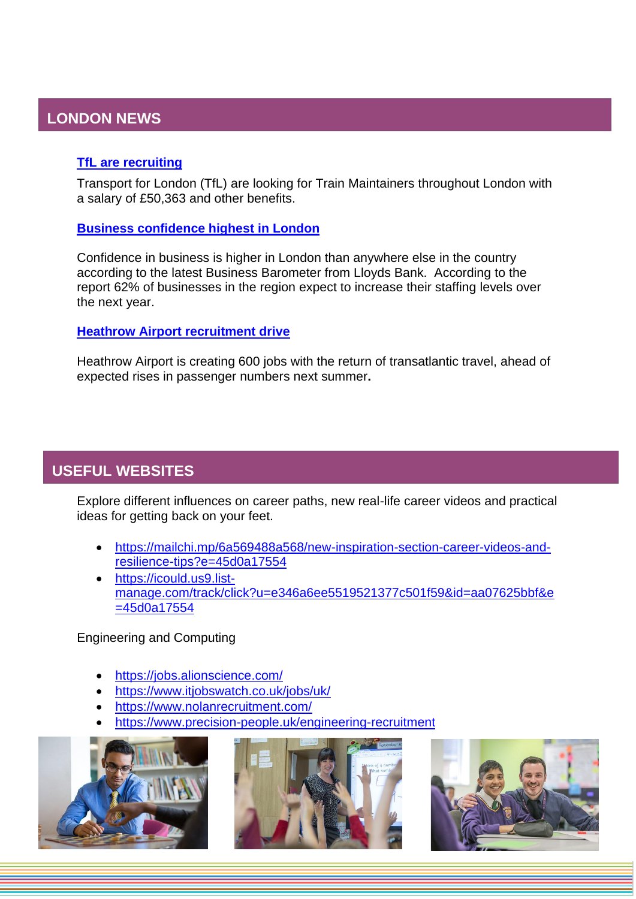## LONDON NEWS

**TfL are recruiting**

Transport for London (TfL) are looking for Train Maintainers throughout London with a salary of £50,363 and other benefits.

**Business confidence highest in London**

Confidence in business is higher in London than anywhere else in the country according to the latest Business Barometer from Lloyds Bank. According to the report 62% of businesses in the region expect to increase their staffing levels over the next year.

**Heathrow Airport recruitment drive**

Heathrow Airport is creating 600 jobs with the return of transatlantic travel, ahead of expected rises in passenger numbers next summer**.**

## USEFUL WEBSITES

Explore different influences on career paths, new real-life career videos and practical ideas for getting back on your feet.

- https://mailchi.mp/6a569488a568/new-inspiration-section-career-videos-and-resilience-tips?e=45d0a17554
- https://icould.us9.list-manage.com/track/click?u=e346a6ee5519521377c501f59&id=aa07625bbf&e=45d0a17554

Engineering and Computing

- https://jobs.alionscience.com/
- https://www.itjobswatch.co.uk/jobs/uk/
- https://www.nolanrecruitment.com/
- https://www.precision-people.uk/engineering-recruitment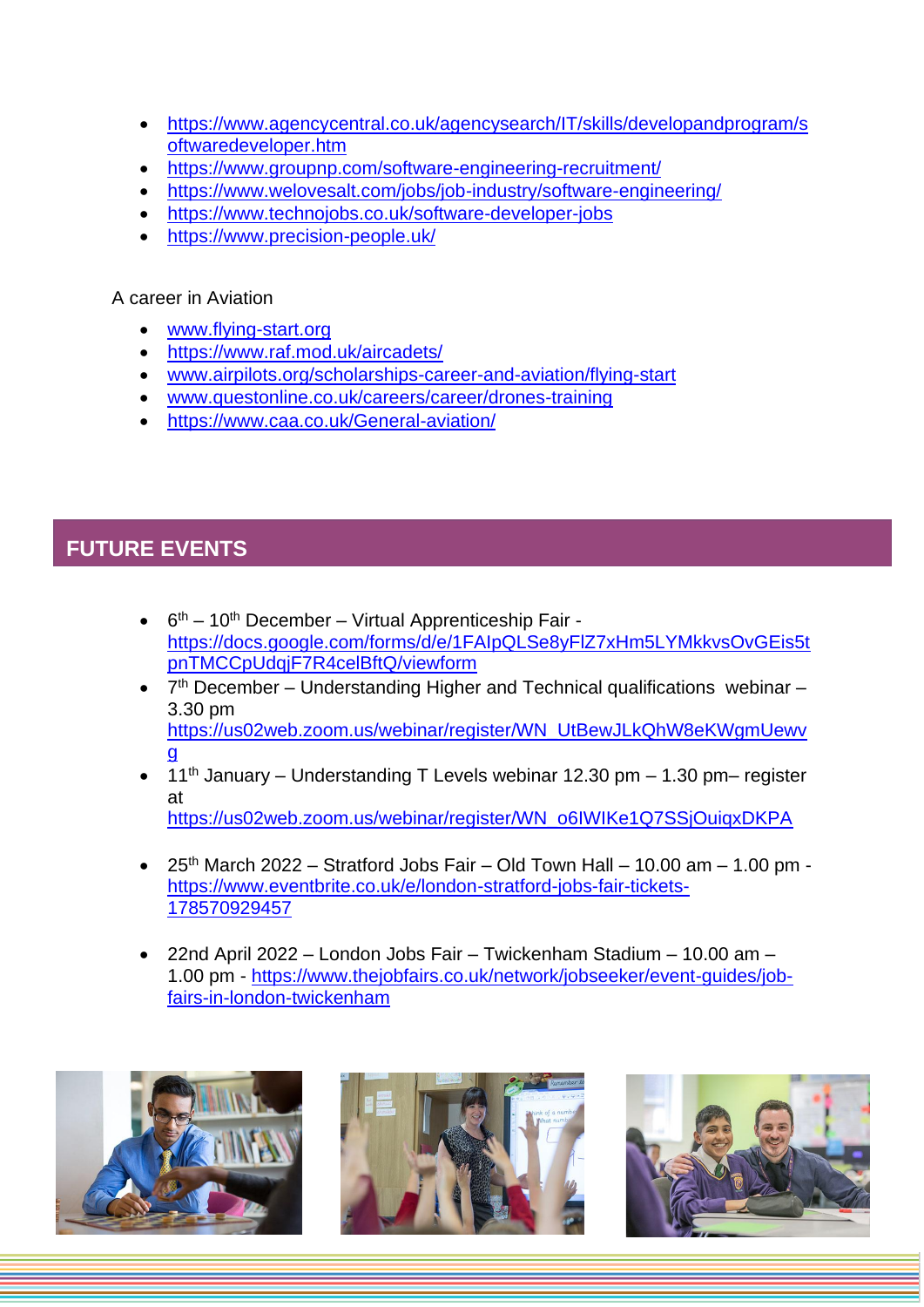- https://www.agencycentral.co.uk/agencysearch/IT/skills/developandprogram/softwaredeveloper.htm
- https://www.groupnp.com/software-engineering-recruitment/
- https://www.welovesalt.com/jobs/job-industry/software-engineering/
- https://www.technojobs.co.uk/software-developer-jobs
- https://www.precision-people.uk/

A career in Aviation

- www.flying-start.org
- https://www.raf.mod.uk/aircadets/
- www.airpilots.org/scholarships-career-and-aviation/flying-start
- www.questonline.co.uk/careers/career/drones-training
- https://www.caa.co.uk/General-aviation/

## FUTURE EVENTS

- 6th – 10th December – Virtual Apprenticeship Fair - https://docs.google.com/forms/d/e/1FAIpQLSe8yFlZ7xHm5LYMkkvsOvGEis5tpnTMCCpUdqjF7R4celBftQ/viewform
- 7th December – Understanding Higher and Technical qualifications webinar – 3.30 pm https://us02web.zoom.us/webinar/register/WN_UtBewJLkQhW8eKWgmUewvg
- 11th January – Understanding T Levels webinar 12.30 pm – 1.30 pm– register at https://us02web.zoom.us/webinar/register/WN_o6IWIKe1Q7SSjOuiqxDKPA
- 25th March 2022 – Stratford Jobs Fair – Old Town Hall – 10.00 am – 1.00 pm - https://www.eventbrite.co.uk/e/london-stratford-jobs-fair-tickets-178570929457
- 22nd April 2022 – London Jobs Fair – Twickenham Stadium – 10.00 am – 1.00 pm - https://www.thejobfairs.co.uk/network/jobseeker/event-guides/job-fairs-in-london-twickenham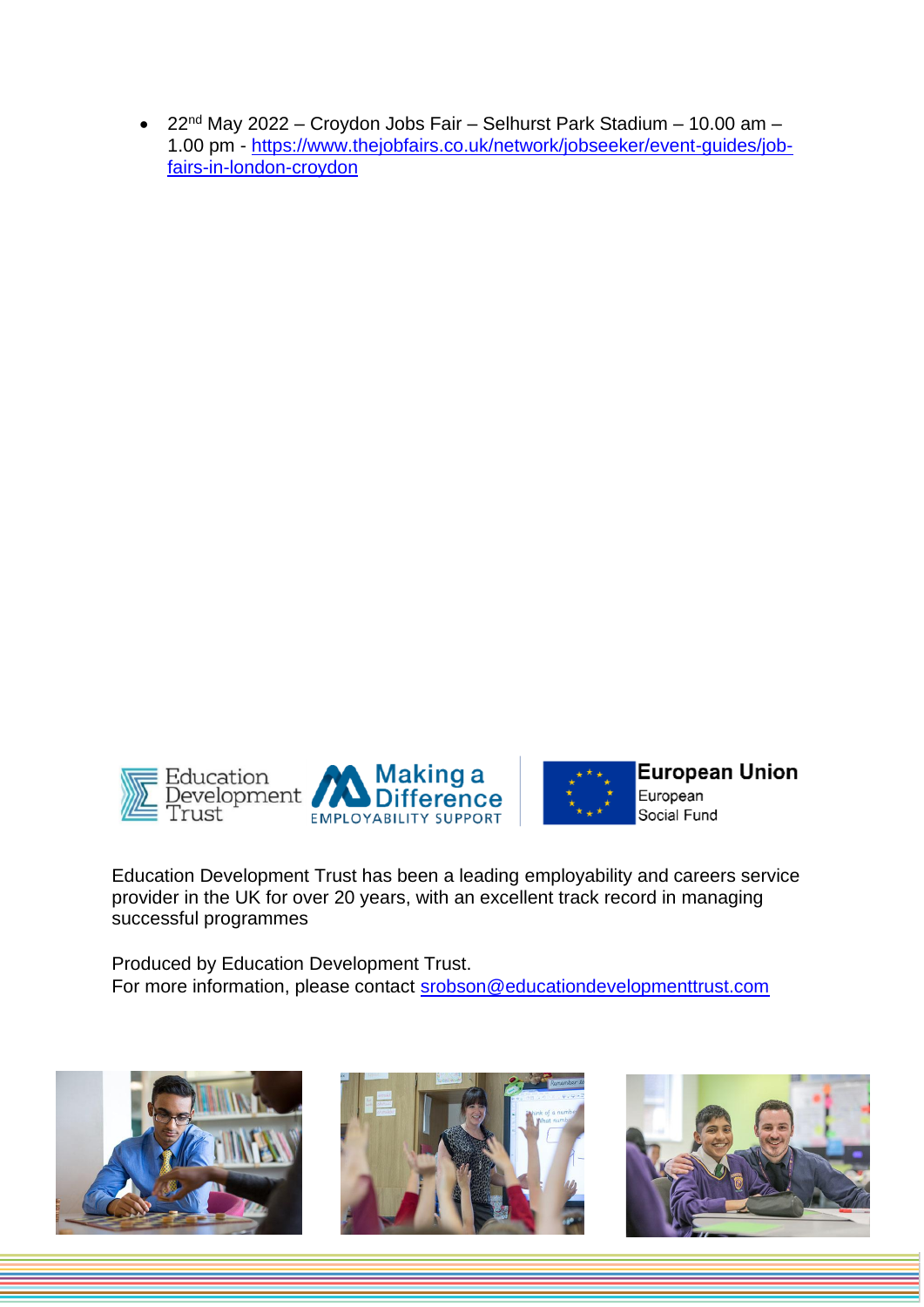- 22nd May 2022 – Croydon Jobs Fair – Selhurst Park Stadium – 10.00 am – 1.00 pm - https://www.thejobfairs.co.uk/network/jobseeker/event-guides/job-fairs-in-london-croydon

Education Development Trust has been a leading employability and careers service provider in the UK for over 20 years, with an excellent track record in managing successful programmes

Produced by Education Development Trust.
For more information, please contact srobson@educationdevelopmenttrust.com